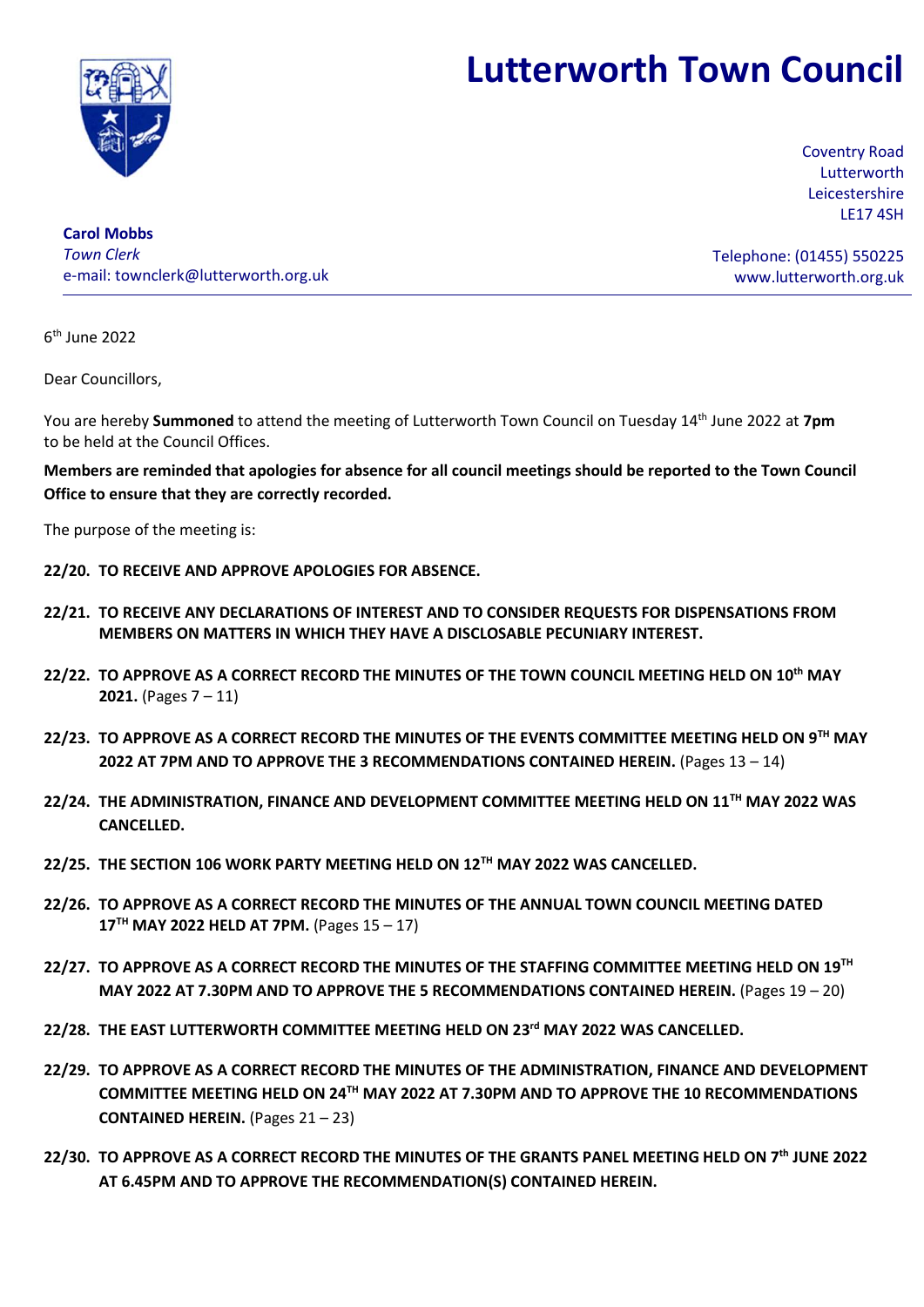# Lutterworth Town Council

Coventry Road
Lutterworth
Leicestershire
LE17 4SH

**Carol Mobbs**
*Town Clerk*
e-mail: townclerk@lutterworth.org.uk

Telephone: (01455) 550225
www.lutterworth.org.uk

6th June 2022

Dear Councillors,

You are hereby **Summoned** to attend the meeting of Lutterworth Town Council on Tuesday 14th June 2022 at **7pm** to be held at the Council Offices.

**Members are reminded that apologies for absence for all council meetings should be reported to the Town Council Office to ensure that they are correctly recorded.**

The purpose of the meeting is:

**22/20. TO RECEIVE AND APPROVE APOLOGIES FOR ABSENCE.**

**22/21. TO RECEIVE ANY DECLARATIONS OF INTEREST AND TO CONSIDER REQUESTS FOR DISPENSATIONS FROM MEMBERS ON MATTERS IN WHICH THEY HAVE A DISCLOSABLE PECUNIARY INTEREST.**

**22/22. TO APPROVE AS A CORRECT RECORD THE MINUTES OF THE TOWN COUNCIL MEETING HELD ON 10th MAY 2021.** (Pages 7 – 11)

**22/23. TO APPROVE AS A CORRECT RECORD THE MINUTES OF THE EVENTS COMMITTEE MEETING HELD ON 9TH MAY 2022 AT 7PM AND TO APPROVE THE 3 RECOMMENDATIONS CONTAINED HEREIN.** (Pages 13 – 14)

**22/24. THE ADMINISTRATION, FINANCE AND DEVELOPMENT COMMITTEE MEETING HELD ON 11TH MAY 2022 WAS CANCELLED.**

**22/25. THE SECTION 106 WORK PARTY MEETING HELD ON 12TH MAY 2022 WAS CANCELLED.**

**22/26. TO APPROVE AS A CORRECT RECORD THE MINUTES OF THE ANNUAL TOWN COUNCIL MEETING DATED 17TH MAY 2022 HELD AT 7PM.** (Pages 15 – 17)

**22/27. TO APPROVE AS A CORRECT RECORD THE MINUTES OF THE STAFFING COMMITTEE MEETING HELD ON 19TH MAY 2022 AT 7.30PM AND TO APPROVE THE 5 RECOMMENDATIONS CONTAINED HEREIN.** (Pages 19 – 20)

**22/28. THE EAST LUTTERWORTH COMMITTEE MEETING HELD ON 23rd MAY 2022 WAS CANCELLED.**

**22/29. TO APPROVE AS A CORRECT RECORD THE MINUTES OF THE ADMINISTRATION, FINANCE AND DEVELOPMENT COMMITTEE MEETING HELD ON 24TH MAY 2022 AT 7.30PM AND TO APPROVE THE 10 RECOMMENDATIONS CONTAINED HEREIN.** (Pages 21 – 23)

**22/30. TO APPROVE AS A CORRECT RECORD THE MINUTES OF THE GRANTS PANEL MEETING HELD ON 7th JUNE 2022 AT 6.45PM AND TO APPROVE THE RECOMMENDATION(S) CONTAINED HEREIN.**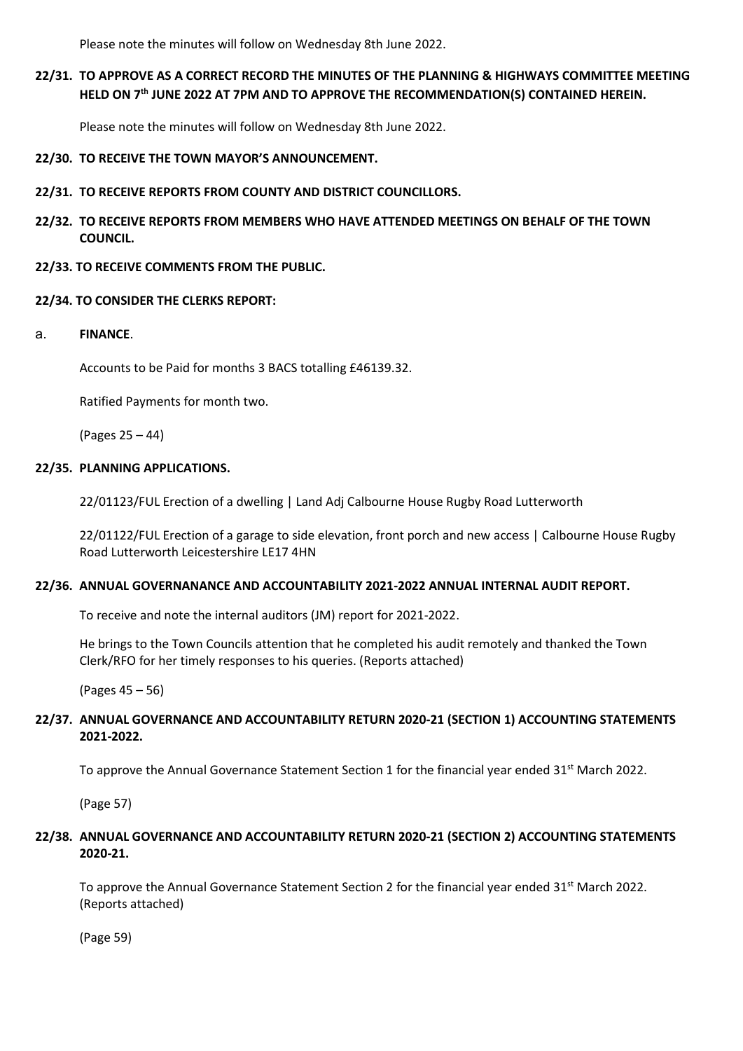Please note the minutes will follow on Wednesday 8th June 2022.

**22/31. TO APPROVE AS A CORRECT RECORD THE MINUTES OF THE PLANNING & HIGHWAYS COMMITTEE MEETING HELD ON 7th JUNE 2022 AT 7PM AND TO APPROVE THE RECOMMENDATION(S) CONTAINED HEREIN.**

Please note the minutes will follow on Wednesday 8th June 2022.

**22/30. TO RECEIVE THE TOWN MAYOR'S ANNOUNCEMENT.**

**22/31. TO RECEIVE REPORTS FROM COUNTY AND DISTRICT COUNCILLORS.**

**22/32. TO RECEIVE REPORTS FROM MEMBERS WHO HAVE ATTENDED MEETINGS ON BEHALF OF THE TOWN COUNCIL.**

**22/33. TO RECEIVE COMMENTS FROM THE PUBLIC.**

**22/34. TO CONSIDER THE CLERKS REPORT:**

a. **FINANCE**.

Accounts to be Paid for months 3 BACS totalling £46139.32.

Ratified Payments for month two.

(Pages 25 – 44)

**22/35. PLANNING APPLICATIONS.**

22/01123/FUL Erection of a dwelling | Land Adj Calbourne House Rugby Road Lutterworth

22/01122/FUL Erection of a garage to side elevation, front porch and new access | Calbourne House Rugby Road Lutterworth Leicestershire LE17 4HN

**22/36. ANNUAL GOVERNANANCE AND ACCOUNTABILITY 2021-2022 ANNUAL INTERNAL AUDIT REPORT.**

To receive and note the internal auditors (JM) report for 2021-2022.

He brings to the Town Councils attention that he completed his audit remotely and thanked the Town Clerk/RFO for her timely responses to his queries. (Reports attached)

(Pages 45 – 56)

**22/37. ANNUAL GOVERNANCE AND ACCOUNTABILITY RETURN 2020-21 (SECTION 1) ACCOUNTING STATEMENTS 2021-2022.**

To approve the Annual Governance Statement Section 1 for the financial year ended 31st March 2022.

(Page 57)

**22/38. ANNUAL GOVERNANCE AND ACCOUNTABILITY RETURN 2020-21 (SECTION 2) ACCOUNTING STATEMENTS 2020-21.**

To approve the Annual Governance Statement Section 2 for the financial year ended 31st March 2022. (Reports attached)

(Page 59)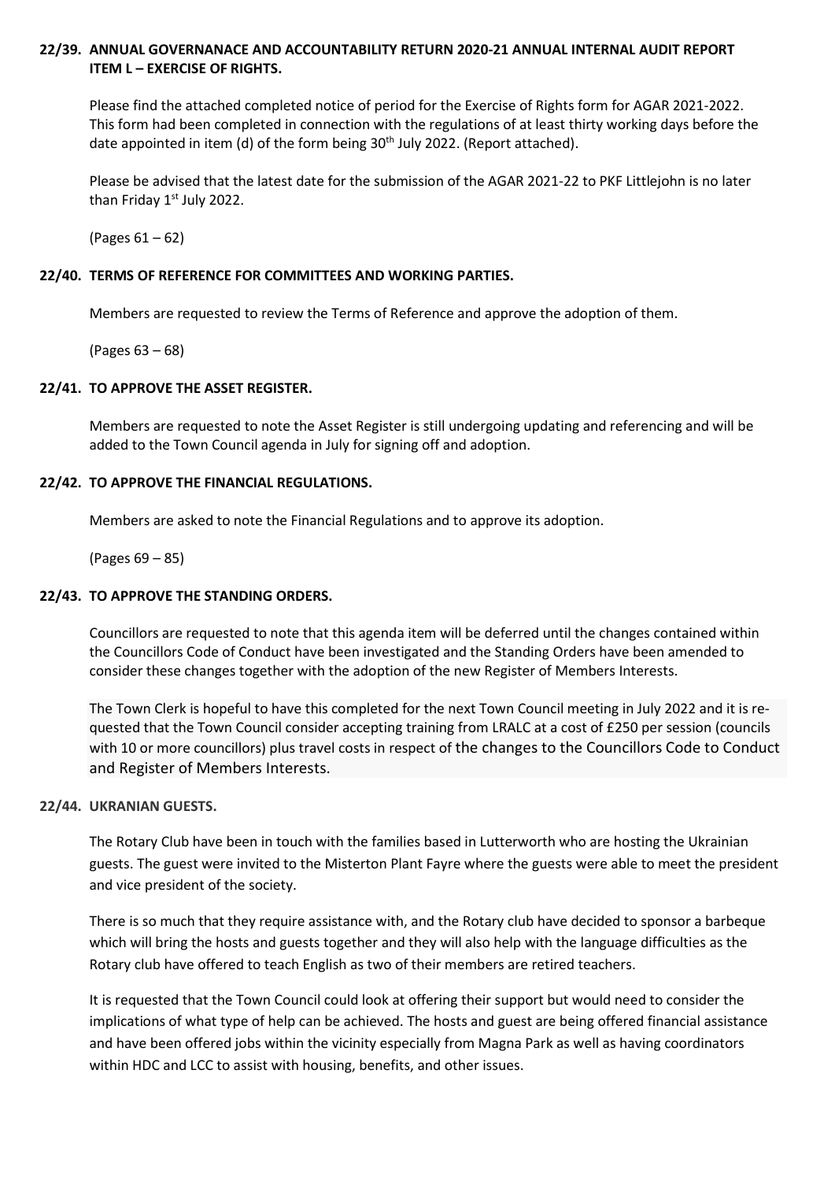### 22/39. ANNUAL GOVERNANACE AND ACCOUNTABILITY RETURN 2020-21 ANNUAL INTERNAL AUDIT REPORT ITEM L – EXERCISE OF RIGHTS.

Please find the attached completed notice of period for the Exercise of Rights form for AGAR 2021-2022. This form had been completed in connection with the regulations of at least thirty working days before the date appointed in item (d) of the form being 30th July 2022. (Report attached).

Please be advised that the latest date for the submission of the AGAR 2021-22 to PKF Littlejohn is no later than Friday 1st July 2022.

(Pages 61 – 62)

### 22/40. TERMS OF REFERENCE FOR COMMITTEES AND WORKING PARTIES.

Members are requested to review the Terms of Reference and approve the adoption of them.

(Pages 63 – 68)

### 22/41. TO APPROVE THE ASSET REGISTER.

Members are requested to note the Asset Register is still undergoing updating and referencing and will be added to the Town Council agenda in July for signing off and adoption.

### 22/42. TO APPROVE THE FINANCIAL REGULATIONS.

Members are asked to note the Financial Regulations and to approve its adoption.

(Pages 69 – 85)

### 22/43. TO APPROVE THE STANDING ORDERS.

Councillors are requested to note that this agenda item will be deferred until the changes contained within the Councillors Code of Conduct have been investigated and the Standing Orders have been amended to consider these changes together with the adoption of the new Register of Members Interests.

The Town Clerk is hopeful to have this completed for the next Town Council meeting in July 2022 and it is requested that the Town Council consider accepting training from LRALC at a cost of £250 per session (councils with 10 or more councillors) plus travel costs in respect of the changes to the Councillors Code to Conduct and Register of Members Interests.

### 22/44. UKRANIAN GUESTS.

The Rotary Club have been in touch with the families based in Lutterworth who are hosting the Ukrainian guests. The guest were invited to the Misterton Plant Fayre where the guests were able to meet the president and vice president of the society.

There is so much that they require assistance with, and the Rotary club have decided to sponsor a barbeque which will bring the hosts and guests together and they will also help with the language difficulties as the Rotary club have offered to teach English as two of their members are retired teachers.

It is requested that the Town Council could look at offering their support but would need to consider the implications of what type of help can be achieved. The hosts and guest are being offered financial assistance and have been offered jobs within the vicinity especially from Magna Park as well as having coordinators within HDC and LCC to assist with housing, benefits, and other issues.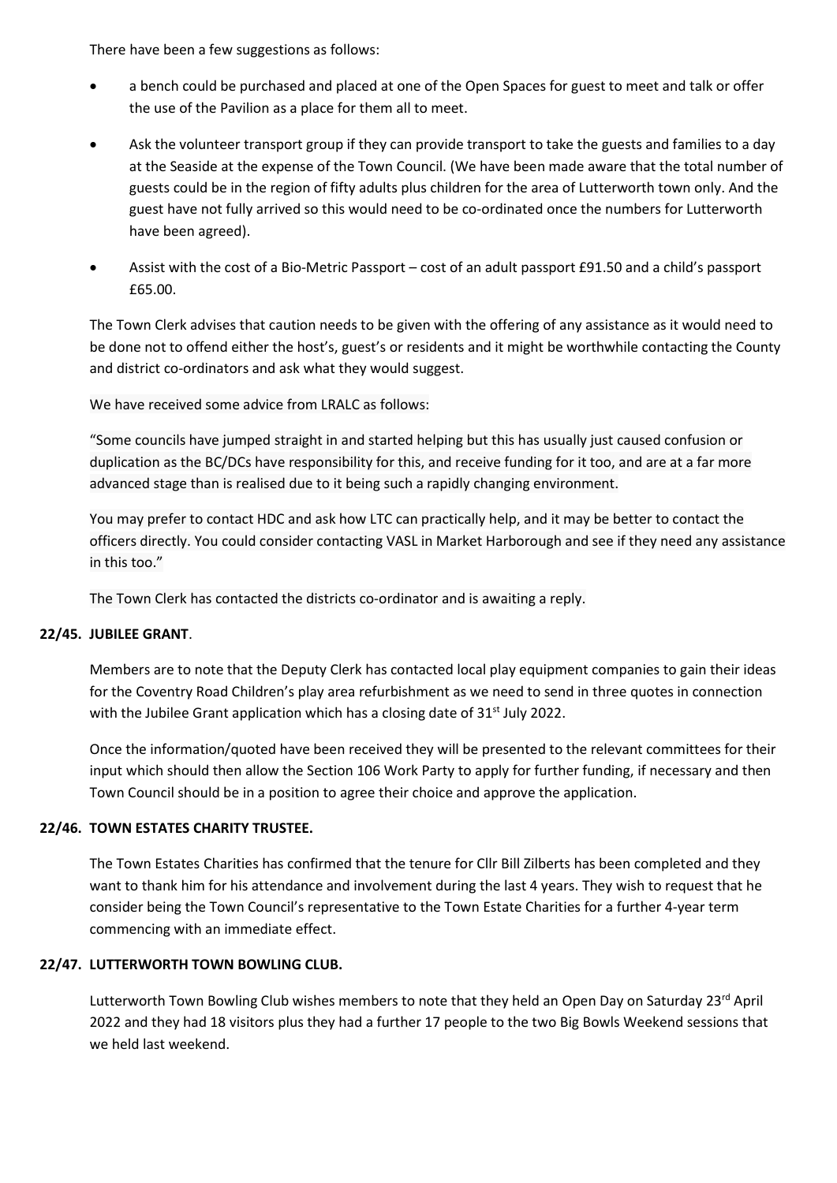There have been a few suggestions as follows:

- a bench could be purchased and placed at one of the Open Spaces for guest to meet and talk or offer the use of the Pavilion as a place for them all to meet.
- Ask the volunteer transport group if they can provide transport to take the guests and families to a day at the Seaside at the expense of the Town Council. (We have been made aware that the total number of guests could be in the region of fifty adults plus children for the area of Lutterworth town only. And the guest have not fully arrived so this would need to be co-ordinated once the numbers for Lutterworth have been agreed).
- Assist with the cost of a Bio-Metric Passport – cost of an adult passport £91.50 and a child's passport £65.00.

The Town Clerk advises that caution needs to be given with the offering of any assistance as it would need to be done not to offend either the host's, guest's or residents and it might be worthwhile contacting the County and district co-ordinators and ask what they would suggest.

We have received some advice from LRALC as follows:

"Some councils have jumped straight in and started helping but this has usually just caused confusion or duplication as the BC/DCs have responsibility for this, and receive funding for it too, and are at a far more advanced stage than is realised due to it being such a rapidly changing environment.

You may prefer to contact HDC and ask how LTC can practically help, and it may be better to contact the officers directly. You could consider contacting VASL in Market Harborough and see if they need any assistance in this too."

The Town Clerk has contacted the districts co-ordinator and is awaiting a reply.

**22/45. JUBILEE GRANT**.

Members are to note that the Deputy Clerk has contacted local play equipment companies to gain their ideas for the Coventry Road Children's play area refurbishment as we need to send in three quotes in connection with the Jubilee Grant application which has a closing date of 31st July 2022.

Once the information/quoted have been received they will be presented to the relevant committees for their input which should then allow the Section 106 Work Party to apply for further funding, if necessary and then Town Council should be in a position to agree their choice and approve the application.

**22/46. TOWN ESTATES CHARITY TRUSTEE.**

The Town Estates Charities has confirmed that the tenure for Cllr Bill Zilberts has been completed and they want to thank him for his attendance and involvement during the last 4 years. They wish to request that he consider being the Town Council's representative to the Town Estate Charities for a further 4-year term commencing with an immediate effect.

**22/47. LUTTERWORTH TOWN BOWLING CLUB.**

Lutterworth Town Bowling Club wishes members to note that they held an Open Day on Saturday 23rd April 2022 and they had 18 visitors plus they had a further 17 people to the two Big Bowls Weekend sessions that we held last weekend.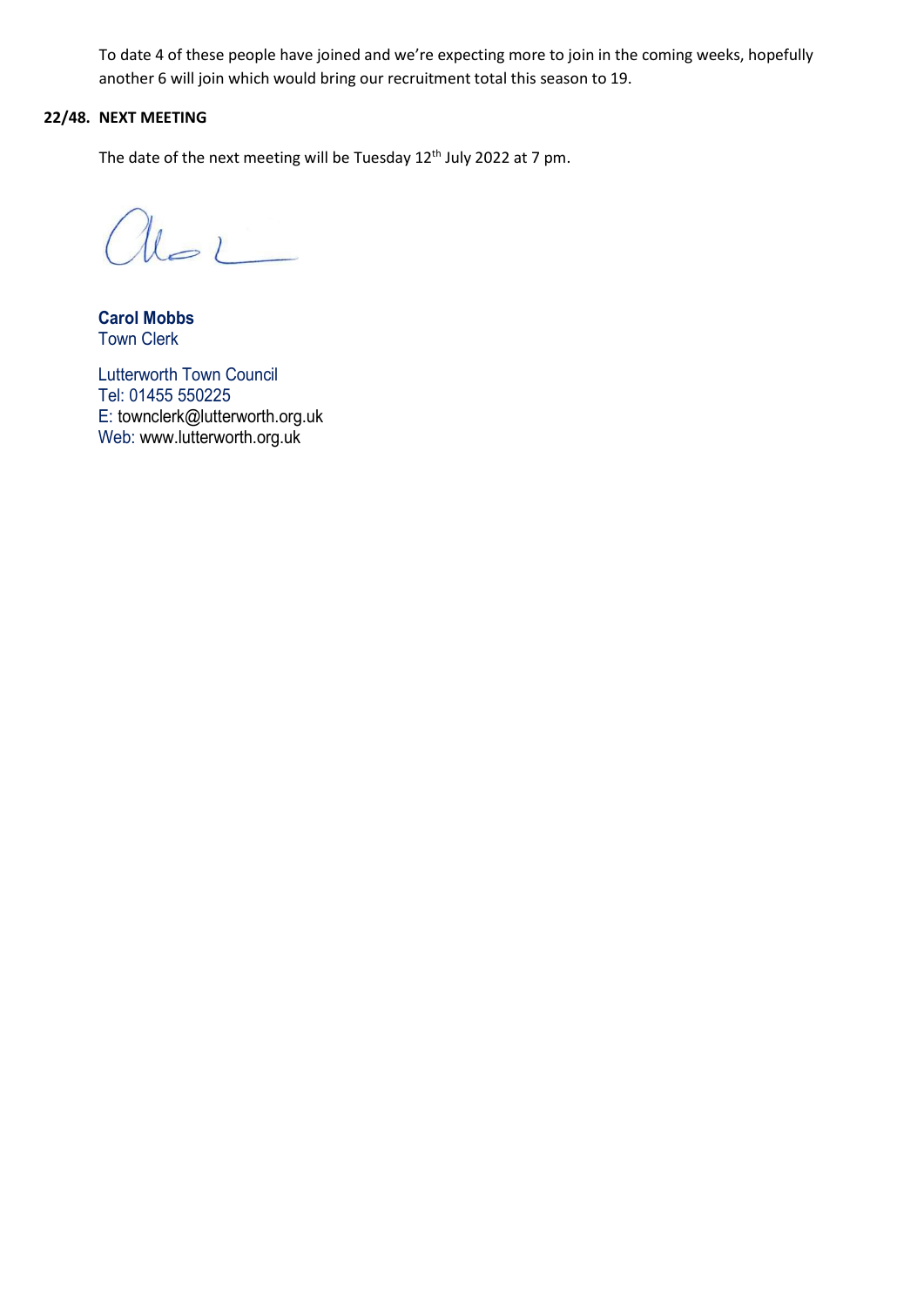To date 4 of these people have joined and we're expecting more to join in the coming weeks, hopefully another 6 will join which would bring our recruitment total this season to 19.

**22/48. NEXT MEETING**

The date of the next meeting will be Tuesday 12th July 2022 at 7 pm.

**Carol Mobbs**
Town Clerk

Lutterworth Town Council
Tel: 01455 550225
E: townclerk@lutterworth.org.uk
Web: www.lutterworth.org.uk